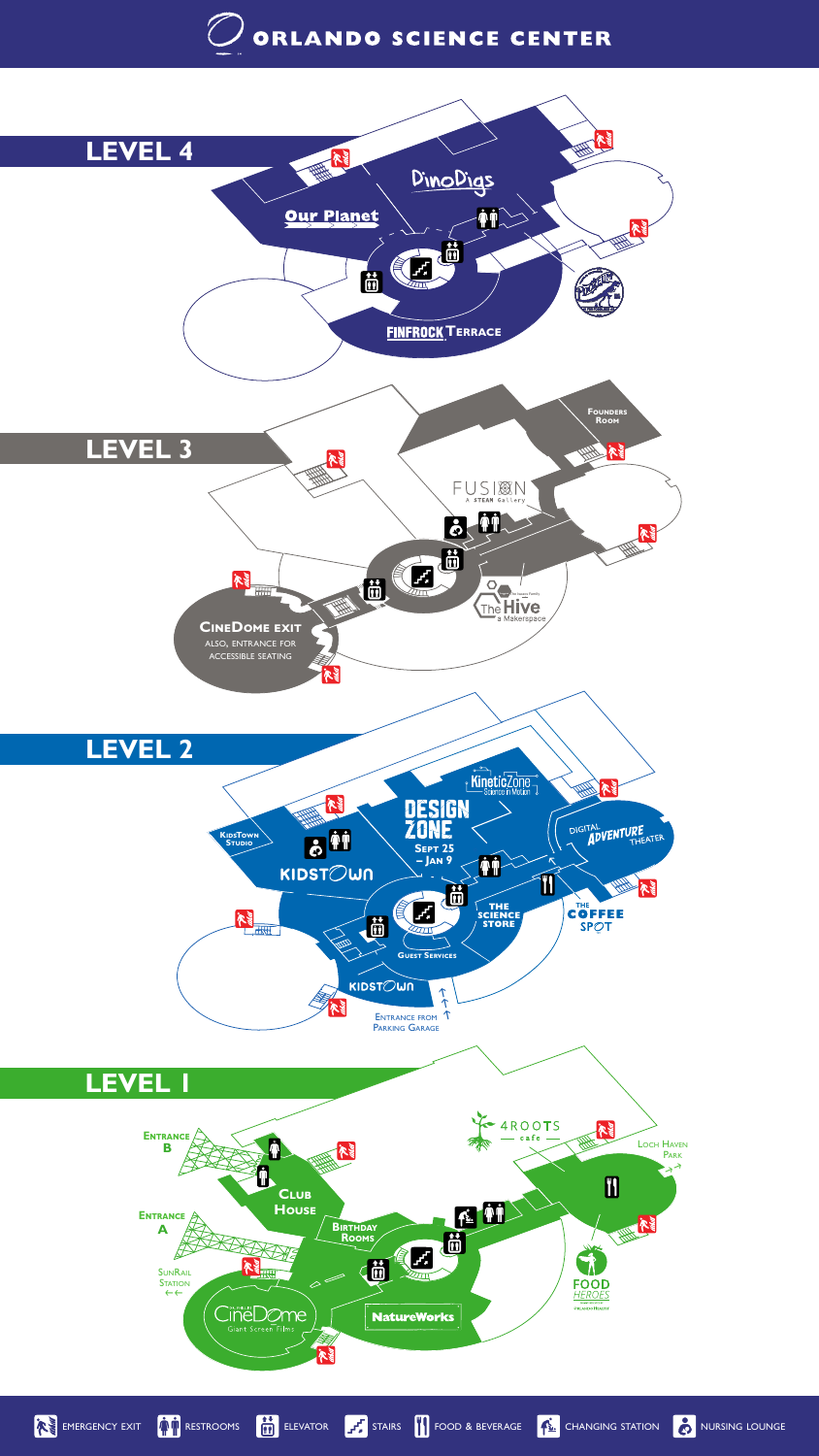# ORLANDO SCIENCE CENTER

## LEVEL 4

DinoDigs

Our Planet

FINFROCK TERRACE

## LEVEL 3

FOUNDERS ROOM

FUSION
A STEAM Gallery

The Hive
a Makerspace

CINEDOME EXIT
ALSO, ENTRANCE FOR ACCESSIBLE SEATING

## LEVEL 2

KineticZone
Science in Motion

DESIGN ZONE
SEPT 25 – JAN 9

KIDSTOWN STUDIO

KIDSTOWN

DIGITAL ADVENTURE THEATER

THE SCIENCE STORE

THE COFFEE SPOT

GUEST SERVICES

KIDSTOWN

ENTRANCE FROM PARKING GARAGE

## LEVEL 1

ENTRANCE B

ENTRANCE A

CLUB HOUSE

BIRTHDAY ROOMS

4ROOTS cafe

LOCH HAVEN PARK

SUNRAIL STATION

CineDome
Giant Screen Films

NatureWorks

FOOD HEROES

EMERGENCY EXIT | RESTROOMS | ELEVATOR | STAIRS | FOOD & BEVERAGE | CHANGING STATION | NURSING LOUNGE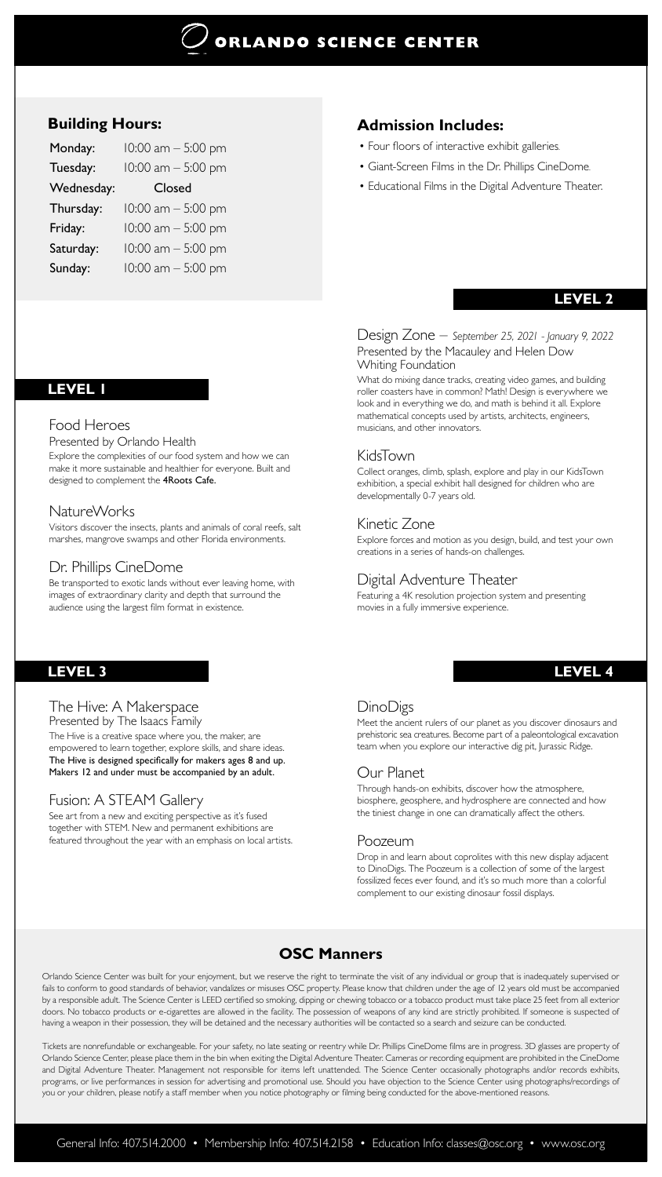# ORLANDO SCIENCE CENTER

## Building Hours:

| | |
|---|---|
| Monday: | 10:00 am – 5:00 pm |
| Tuesday: | 10:00 am – 5:00 pm |
| Wednesday: | Closed |
| Thursday: | 10:00 am – 5:00 pm |
| Friday: | 10:00 am – 5:00 pm |
| Saturday: | 10:00 am – 5:00 pm |
| Sunday: | 10:00 am – 5:00 pm |

## Admission Includes:

- Four floors of interactive exhibit galleries.
- Giant-Screen Films in the Dr. Phillips CineDome.
- Educational Films in the Digital Adventure Theater.

## LEVEL 1

### Food Heroes

Presented by Orlando Health

Explore the complexities of our food system and how we can make it more sustainable and healthier for everyone. Built and designed to complement the **4Roots Cafe**.

### NatureWorks

Visitors discover the insects, plants and animals of coral reefs, salt marshes, mangrove swamps and other Florida environments.

### Dr. Phillips CineDome

Be transported to exotic lands without ever leaving home, with images of extraordinary clarity and depth that surround the audience using the largest film format in existence.

## LEVEL 2

### Design Zone – *September 25, 2021 - January 9, 2022*

Presented by the Macauley and Helen Dow Whiting Foundation

What do mixing dance tracks, creating video games, and building roller coasters have in common? Math! Design is everywhere we look and in everything we do, and math is behind it all. Explore mathematical concepts used by artists, architects, engineers, musicians, and other innovators.

### KidsTown

Collect oranges, climb, splash, explore and play in our KidsTown exhibition, a special exhibit hall designed for children who are developmentally 0-7 years old.

### Kinetic Zone

Explore forces and motion as you design, build, and test your own creations in a series of hands-on challenges.

### Digital Adventure Theater

Featuring a 4K resolution projection system and presenting movies in a fully immersive experience.

## LEVEL 3

### The Hive: A Makerspace

Presented by The Isaacs Family

The Hive is a creative space where you, the maker, are empowered to learn together, explore skills, and share ideas. The Hive is designed specifically for makers ages 8 and up. Makers 12 and under must be accompanied by an adult.

### Fusion: A STEAM Gallery

See art from a new and exciting perspective as it's fused together with STEM. New and permanent exhibitions are featured throughout the year with an emphasis on local artists.

## LEVEL 4

### DinoDigs

Meet the ancient rulers of our planet as you discover dinosaurs and prehistoric sea creatures. Become part of a paleontological excavation team when you explore our interactive dig pit, Jurassic Ridge.

### Our Planet

Through hands-on exhibits, discover how the atmosphere, biosphere, geosphere, and hydrosphere are connected and how the tiniest change in one can dramatically affect the others.

### Poozeum

Drop in and learn about coprolites with this new display adjacent to DinoDigs. The Poozeum is a collection of some of the largest fossilized feces ever found, and it's so much more than a colorful complement to our existing dinosaur fossil displays.

## OSC Manners

Orlando Science Center was built for your enjoyment, but we reserve the right to terminate the visit of any individual or group that is inadequately supervised or fails to conform to good standards of behavior, vandalizes or misuses OSC property. Please know that children under the age of 12 years old must be accompanied by a responsible adult. The Science Center is LEED certified so smoking, dipping or chewing tobacco or a tobacco product must take place 25 feet from all exterior doors. No tobacco products or e-cigarettes are allowed in the facility. The possession of weapons of any kind are strictly prohibited. If someone is suspected of having a weapon in their possession, they will be detained and the necessary authorities will be contacted so a search and seizure can be conducted.

Tickets are nonrefundable or exchangeable. For your safety, no late seating or reentry while Dr. Phillips CineDome films are in progress. 3D glasses are property of Orlando Science Center, please place them in the bin when exiting the Digital Adventure Theater. Cameras or recording equipment are prohibited in the CineDome and Digital Adventure Theater. Management not responsible for items left unattended. The Science Center occasionally photographs and/or records exhibits, programs, or live performances in session for advertising and promotional use. Should you have objection to the Science Center using photographs/recordings of you or your children, please notify a staff member when you notice photography or filming being conducted for the above-mentioned reasons.

General Info: 407.514.2000 • Membership Info: 407.514.2158 • Education Info: classes@osc.org • www.osc.org